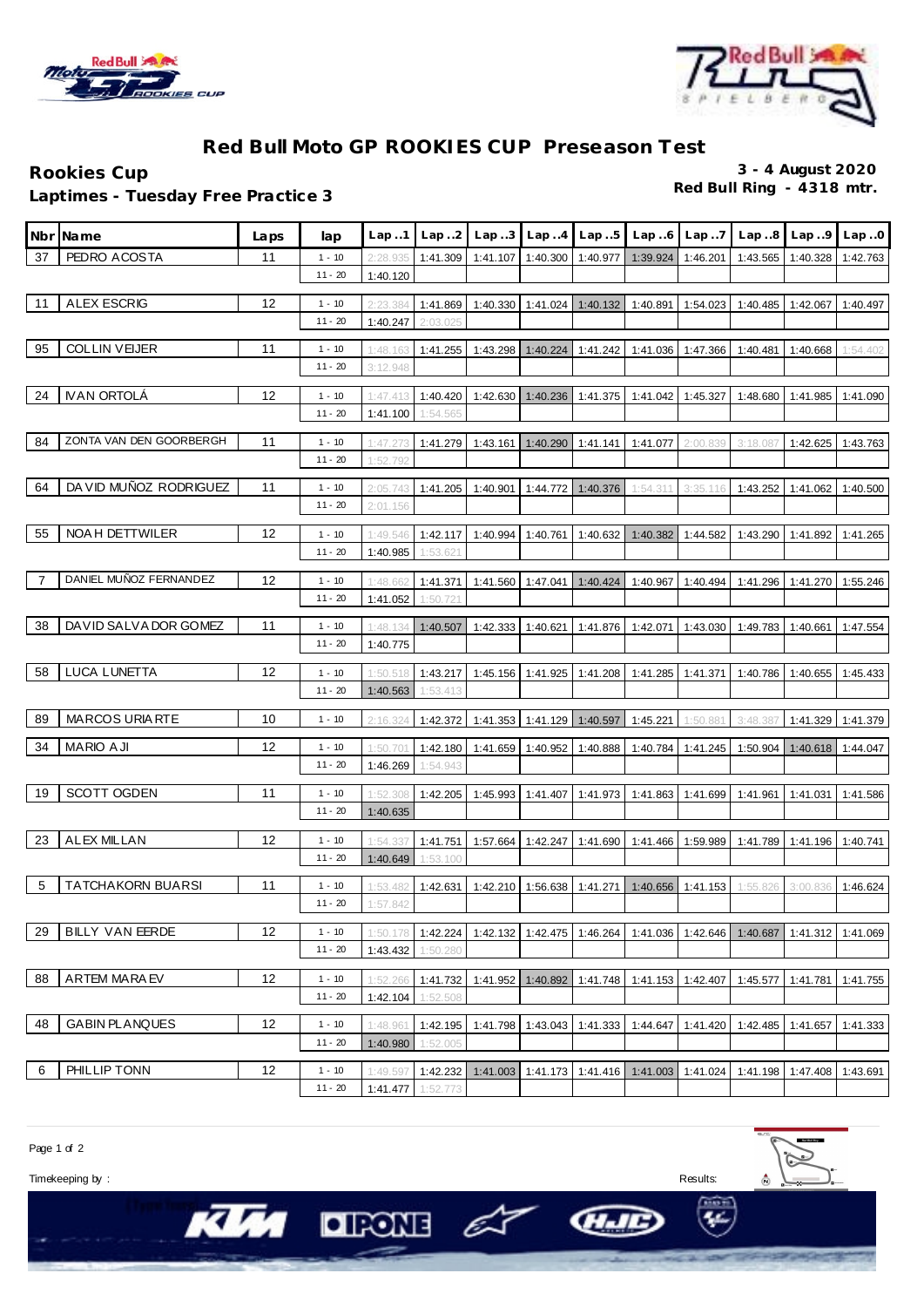# Red Bull Moto GP ROOKIES CUP Preseason Test

**Rookies Cup** **3 - 4 August 2020**

**Laptimes - Tuesday Free Practice 3** **Red Bull Ring - 4318 mtr.**

| Nbr | Name | Laps | lap | Lap..1 | Lap..2 | Lap..3 | Lap..4 | Lap..5 | Lap..6 | Lap..7 | Lap..8 | Lap..9 | Lap..0 |
|---|---|---|---|---|---|---|---|---|---|---|---|---|---|
| 37 | PEDRO ACOSTA | 11 | 1 - 10 | 2:28.935 | 1:41.309 | 1:41.107 | 1:40.300 | 1:40.977 | 1:39.924 | 1:46.201 | 1:43.565 | 1:40.328 | 1:42.763 |
| | | | 11 - 20 | 1:40.120 | | | | | | | | | |
| 11 | ALEX ESCRIG | 12 | 1 - 10 | 2:23.384 | 1:41.869 | 1:40.330 | 1:41.024 | 1:40.132 | 1:40.891 | 1:54.023 | 1:40.485 | 1:42.067 | 1:40.497 |
| | | | 11 - 20 | 1:40.247 | 2:03.025 | | | | | | | | |
| 95 | COLLIN VEIJER | 11 | 1 - 10 | 1:48.163 | 1:41.255 | 1:43.298 | 1:40.224 | 1:41.242 | 1:41.036 | 1:47.366 | 1:40.481 | 1:40.668 | 1:54.402 |
| | | | 11 - 20 | 3:12.948 | | | | | | | | | |
| 24 | IVAN ORTOLÁ | 12 | 1 - 10 | 1:47.413 | 1:40.420 | 1:42.630 | 1:40.236 | 1:41.375 | 1:41.042 | 1:45.327 | 1:48.680 | 1:41.985 | 1:41.090 |
| | | | 11 - 20 | 1:41.100 | 1:54.565 | | | | | | | | |
| 84 | ZONTA VAN DEN GOORBERGH | 11 | 1 - 10 | 1:47.273 | 1:41.279 | 1:43.161 | 1:40.290 | 1:41.141 | 1:41.077 | 2:00.839 | 3:18.087 | 1:42.625 | 1:43.763 |
| | | | 11 - 20 | 1:52.792 | | | | | | | | | |
| 64 | DAVID MUÑOZ RODRIGUEZ | 11 | 1 - 10 | 2:05.743 | 1:41.205 | 1:40.901 | 1:44.772 | 1:40.376 | 1:54.311 | 3:35.116 | 1:43.252 | 1:41.062 | 1:40.500 |
| | | | 11 - 20 | 2:01.156 | | | | | | | | | |
| 55 | NOAH DETTWILER | 12 | 1 - 10 | 1:49.546 | 1:42.117 | 1:40.994 | 1:40.761 | 1:40.632 | 1:40.382 | 1:44.582 | 1:43.290 | 1:41.892 | 1:41.265 |
| | | | 11 - 20 | 1:40.985 | 1:53.621 | | | | | | | | |
| 7 | DANIEL MUÑOZ FERNANDEZ | 12 | 1 - 10 | 1:48.662 | 1:41.371 | 1:41.560 | 1:47.041 | 1:40.424 | 1:40.967 | 1:40.494 | 1:41.296 | 1:41.270 | 1:55.246 |
| | | | 11 - 20 | 1:41.052 | 1:50.721 | | | | | | | | |
| 38 | DAVID SALVADOR GOMEZ | 11 | 1 - 10 | 1:48.134 | 1:40.507 | 1:42.333 | 1:40.621 | 1:41.876 | 1:42.071 | 1:43.030 | 1:49.783 | 1:40.661 | 1:47.554 |
| | | | 11 - 20 | 1:40.775 | | | | | | | | | |
| 58 | LUCA LUNETTA | 12 | 1 - 10 | 1:50.518 | 1:43.217 | 1:45.156 | 1:41.925 | 1:41.208 | 1:41.285 | 1:41.371 | 1:40.786 | 1:40.655 | 1:45.433 |
| | | | 11 - 20 | 1:40.563 | 1:53.413 | | | | | | | | |
| 89 | MARCOS URIARTE | 10 | 1 - 10 | 2:16.324 | 1:42.372 | 1:41.353 | 1:41.129 | 1:40.597 | 1:45.221 | 1:50.881 | 3:48.387 | 1:41.329 | 1:41.379 |
| 34 | MARIO AJI | 12 | 1 - 10 | 1:50.701 | 1:42.180 | 1:41.659 | 1:40.952 | 1:40.888 | 1:40.784 | 1:41.245 | 1:50.904 | 1:40.618 | 1:44.047 |
| | | | 11 - 20 | 1:46.269 | 1:54.943 | | | | | | | | |
| 19 | SCOTT OGDEN | 11 | 1 - 10 | 1:52.308 | 1:42.205 | 1:45.993 | 1:41.407 | 1:41.973 | 1:41.863 | 1:41.699 | 1:41.961 | 1:41.031 | 1:41.586 |
| | | | 11 - 20 | 1:40.635 | | | | | | | | | |
| 23 | ALEX MILLAN | 12 | 1 - 10 | 1:54.337 | 1:41.751 | 1:57.664 | 1:42.247 | 1:41.690 | 1:41.466 | 1:59.989 | 1:41.789 | 1:41.196 | 1:40.741 |
| | | | 11 - 20 | 1:40.649 | 1:53.100 | | | | | | | | |
| 5 | TATCHAKORN BUARSI | 11 | 1 - 10 | 1:53.482 | 1:42.631 | 1:42.210 | 1:56.638 | 1:41.271 | 1:40.656 | 1:41.153 | 1:55.826 | 3:00.836 | 1:46.624 |
| | | | 11 - 20 | 1:57.842 | | | | | | | | | |
| 29 | BILLY VAN EERDE | 12 | 1 - 10 | 1:50.178 | 1:42.224 | 1:42.132 | 1:42.475 | 1:46.264 | 1:41.036 | 1:42.646 | 1:40.687 | 1:41.312 | 1:41.069 |
| | | | 11 - 20 | 1:43.432 | 1:50.280 | | | | | | | | |
| 88 | ARTEM MARAEV | 12 | 1 - 10 | 1:52.266 | 1:41.732 | 1:41.952 | 1:40.892 | 1:41.748 | 1:41.153 | 1:42.407 | 1:45.577 | 1:41.781 | 1:41.755 |
| | | | 11 - 20 | 1:42.104 | 1:52.508 | | | | | | | | |
| 48 | GABIN PLANQUES | 12 | 1 - 10 | 1:48.961 | 1:42.195 | 1:41.798 | 1:43.043 | 1:41.333 | 1:44.647 | 1:41.420 | 1:42.485 | 1:41.657 | 1:41.333 |
| | | | 11 - 20 | 1:40.980 | 1:52.005 | | | | | | | | |
| 6 | PHILLIP TONN | 12 | 1 - 10 | 1:49.597 | 1:42.232 | 1:41.003 | 1:41.173 | 1:41.416 | 1:41.003 | 1:41.024 | 1:41.198 | 1:47.408 | 1:43.691 |
| | | | 11 - 20 | 1:41.477 | 1:52.773 | | | | | | | | |

Timekeeping by : Results: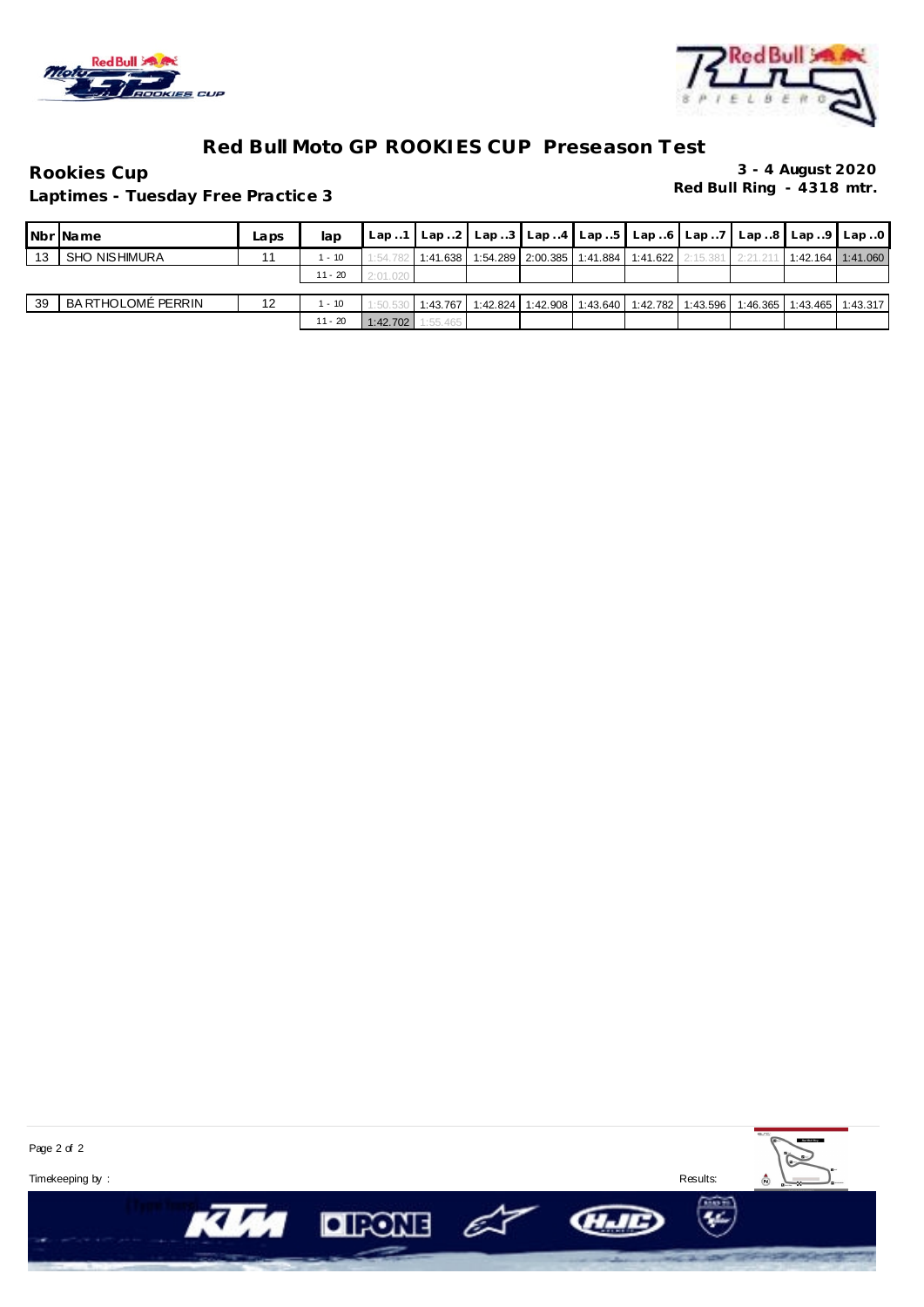## Red Bull Moto GP ROOKIES CUP Preseason Test

**Rookies Cup**

**Laptimes - Tuesday Free Practice 3**

**3 - 4 August 2020**

**Red Bull Ring - 4318 mtr.**

| Nbr | Name | Laps | lap | Lap ..1 | Lap ..2 | Lap ..3 | Lap ..4 | Lap ..5 | Lap ..6 | Lap ..7 | Lap ..8 | Lap ..9 | Lap ..0 |
|---|---|---|---|---|---|---|---|---|---|---|---|---|---|
| 13 | SHO NISHIMURA | 11 | 1 - 10 | 1:54.782 | 1:41.638 | 1:54.289 | 2:00.385 | 1:41.884 | 1:41.622 | 2:15.381 | 2:21.211 | 1:42.164 | 1:41.060 |
| | | | 11 - 20 | 2:01.020 | | | | | | | | | |
| 39 | BARTHOLOMÉ PERRIN | 12 | 1 - 10 | 1:50.530 | 1:43.767 | 1:42.824 | 1:42.908 | 1:43.640 | 1:42.782 | 1:43.596 | 1:46.365 | 1:43.465 | 1:43.317 |
| | | | 11 - 20 | 1:42.702 | 1:55.465 | | | | | | | | |

Timekeeping by :

Results: